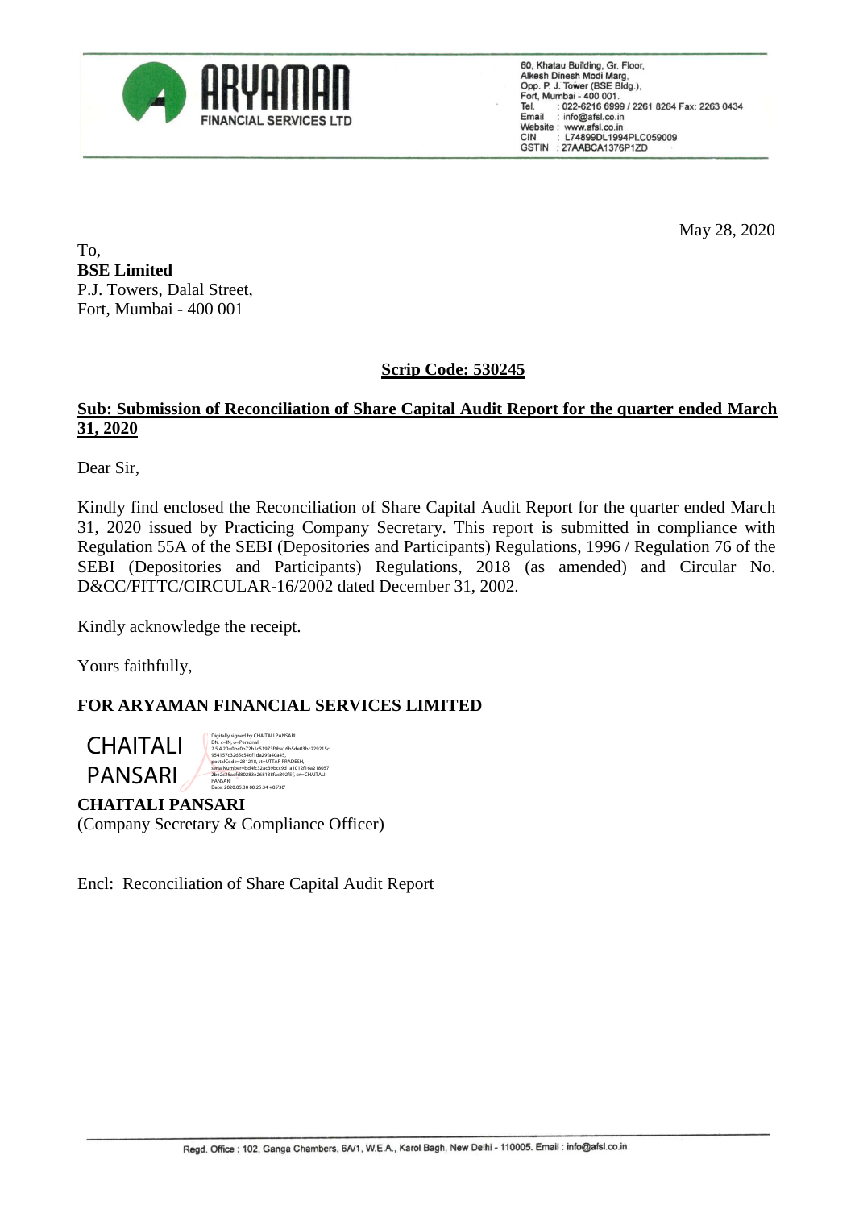**ARYAMAN FINANCIAL SERVICES LTD**

60, Khatau Building, Gr. Floor,
Alkesh Dinesh Modi Marg,
Opp. P. J. Tower (BSE Bldg.),
Fort, Mumbai - 400 001.
Tel. : 022-6216 6999 / 2261 8264 Fax: 2263 0434
Email : info@afsl.co.in
Website : www.afsl.co.in
CIN : L74899DL1994PLC059009
GSTIN : 27AABCA1376P1ZD

May 28, 2020

To,
**BSE Limited**
P.J. Towers, Dalal Street,
Fort, Mumbai - 400 001

**Scrip Code: 530245**

**Sub: Submission of Reconciliation of Share Capital Audit Report for the quarter ended March 31, 2020**

Dear Sir,

Kindly find enclosed the Reconciliation of Share Capital Audit Report for the quarter ended March 31, 2020 issued by Practicing Company Secretary. This report is submitted in compliance with Regulation 55A of the SEBI (Depositories and Participants) Regulations, 1996 / Regulation 76 of the SEBI (Depositories and Participants) Regulations, 2018 (as amended) and Circular No. D&CC/FITTC/CIRCULAR-16/2002 dated December 31, 2002.

Kindly acknowledge the receipt.

Yours faithfully,

**FOR ARYAMAN FINANCIAL SERVICES LIMITED**

CHAITALI PANSARI

Digitally signed by CHAITALI PANSARI
Date: 2020.05.30 00:25:34 +05'30'

**CHAITALI PANSARI**
(Company Secretary & Compliance Officer)

Encl: Reconciliation of Share Capital Audit Report

Regd. Office : 102, Ganga Chambers, 6A/1, W.E.A., Karol Bagh, New Delhi - 110005. Email : info@afsl.co.in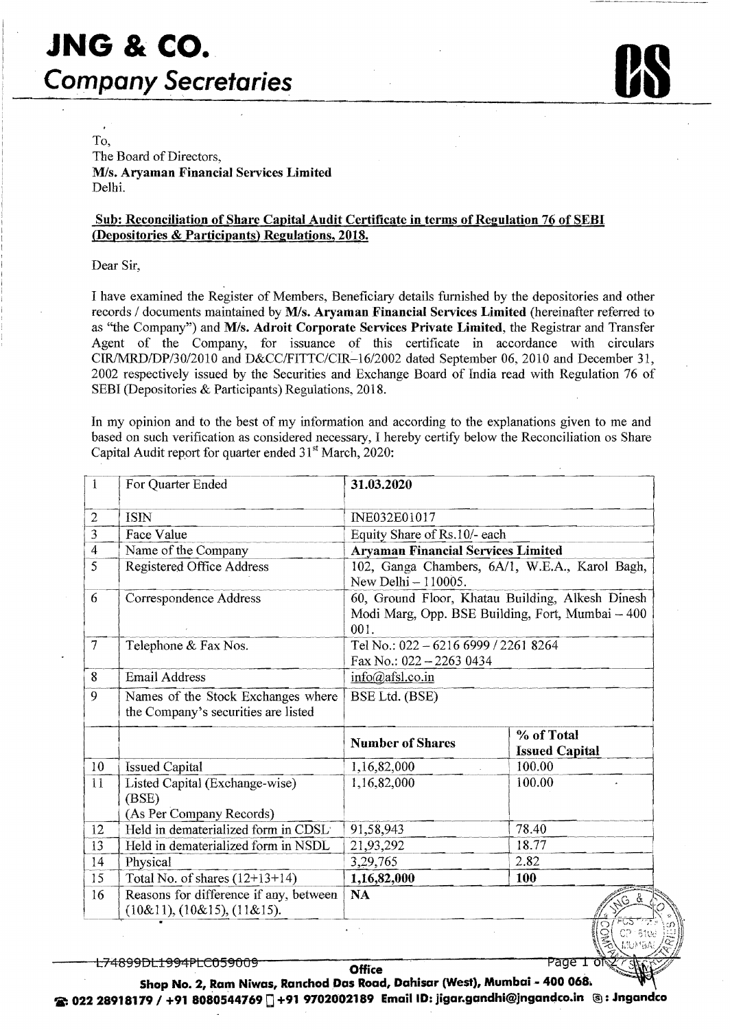# JNG & CO.
## Company Secretaries

To,
The Board of Directors,
**M/s. Aryaman Financial Services Limited**
Delhi.

**Sub: Reconciliation of Share Capital Audit Certificate in terms of Regulation 76 of SEBI (Depositories & Participants) Regulations, 2018.**

Dear Sir,

I have examined the Register of Members, Beneficiary details furnished by the depositories and other records / documents maintained by **M/s. Aryaman Financial Services Limited** (hereinafter referred to as "the Company") and **M/s. Adroit Corporate Services Private Limited**, the Registrar and Transfer Agent of the Company, for issuance of this certificate in accordance with circulars CIR/MRD/DP/30/2010 and D&CC/FITTC/CIR–16/2002 dated September 06, 2010 and December 31, 2002 respectively issued by the Securities and Exchange Board of India read with Regulation 76 of SEBI (Depositories & Participants) Regulations, 2018.

In my opinion and to the best of my information and according to the explanations given to me and based on such verification as considered necessary, I hereby certify below the Reconciliation os Share Capital Audit report for quarter ended 31st March, 2020:

| | | | |
|---|---|---|---|
| 1 | For Quarter Ended | **31.03.2020** | |
| 2 | ISIN | INE032E01017 | |
| 3 | Face Value | Equity Share of Rs.10/- each | |
| 4 | Name of the Company | **Aryaman Financial Services Limited** | |
| 5 | Registered Office Address | 102, Ganga Chambers, 6A/1, W.E.A., Karol Bagh, New Delhi – 110005. | |
| 6 | Correspondence Address | 60, Ground Floor, Khatau Building, Alkesh Dinesh Modi Marg, Opp. BSE Building, Fort, Mumbai – 400 001. | |
| 7 | Telephone & Fax Nos. | Tel No.: 022 – 6216 6999 / 2261 8264<br>Fax No.: 022 – 2263 0434 | |
| 8 | Email Address | info@afsl.co.in | |
| 9 | Names of the Stock Exchanges where the Company's securities are listed | BSE Ltd. (BSE) | |
| | | **Number of Shares** | **% of Total Issued Capital** |
| 10 | Issued Capital | 1,16,82,000 | 100.00 |
| 11 | Listed Capital (Exchange-wise) (BSE) (As Per Company Records) | 1,16,82,000 | 100.00 |
| 12 | Held in dematerialized form in CDSL | 91,58,943 | 78.40 |
| 13 | Held in dematerialized form in NSDL | 21,93,292 | 18.77 |
| 14 | Physical | 3,29,765 | 2.82 |
| 15 | Total No. of shares (12+13+14) | **1,16,82,000** | **100** |
| 16 | Reasons for difference if any, between (10&11), (10&15), (11&15). | **NA** | |

L74899DL1994PLC059009

**Office**
**Shop No. 2, Ram Niwas, Ranchod Das Road, Dahisar (West), Mumbai - 400 068.**
**022 28918179 / +91 8080544769 / +91 9702002189 Email ID: jigar.gandhi@jngandco.in : Jngandco**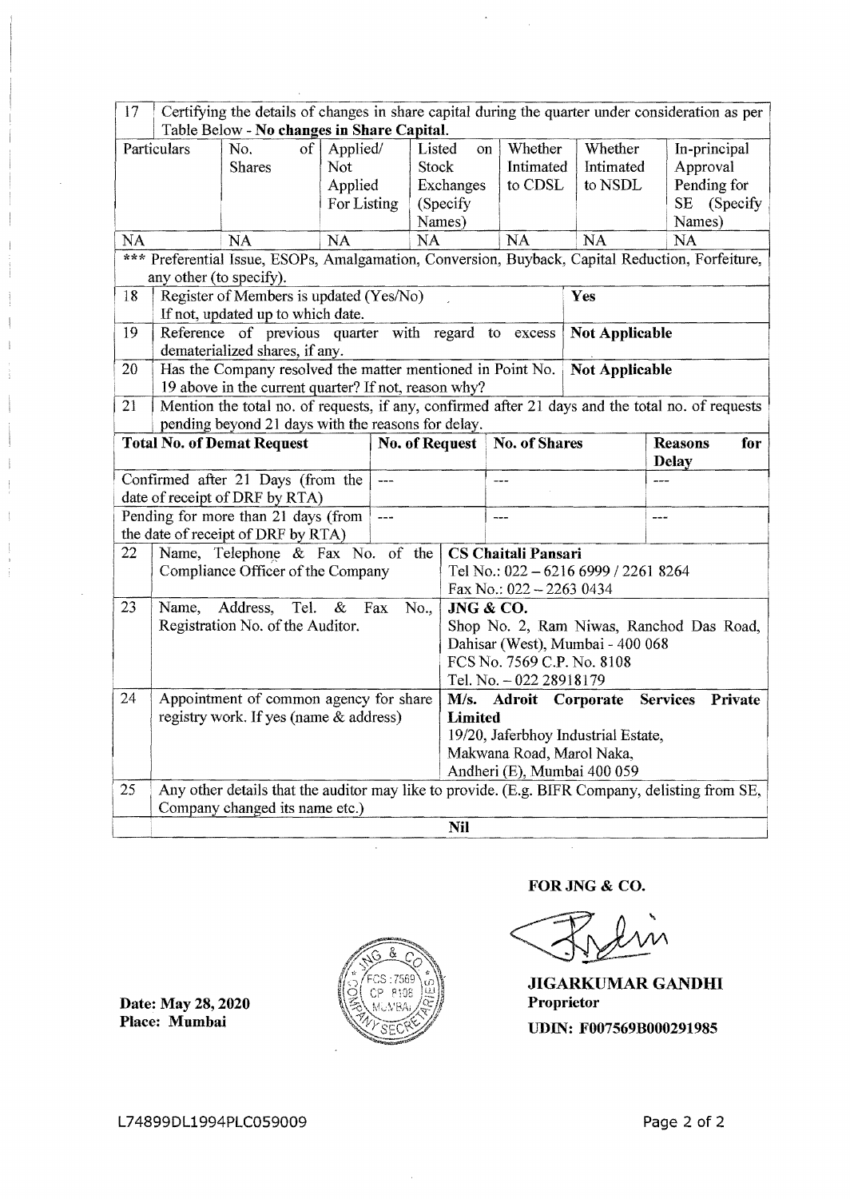| | |
|---|---|
| 17 | Certifying the details of changes in share capital during the quarter under consideration as per Table Below - **No changes in Share Capital.** |

| Particulars | No. of Shares | Applied/ Not Applied For Listing | Listed on Stock Exchanges (Specify Names) | Whether Intimated to CDSL | Whether Intimated to NSDL | In-principal Approval Pending for SE (Specify Names) |
|---|---|---|---|---|---|---|
| NA | NA | NA | NA | NA | NA | NA |

*** Preferential Issue, ESOPs, Amalgamation, Conversion, Buyback, Capital Reduction, Forfeiture, any other (to specify).

| | | |
|---|---|---|
| 18 | Register of Members is updated (Yes/No) If not, updated up to which date. | **Yes** |
| 19 | Reference of previous quarter with regard to excess dematerialized shares, if any. | **Not Applicable** |
| 20 | Has the Company resolved the matter mentioned in Point No. 19 above in the current quarter? If not, reason why? | **Not Applicable** |
| 21 | Mention the total no. of requests, if any, confirmed after 21 days and the total no. of requests pending beyond 21 days with the reasons for delay. | |

| **Total No. of Demat Request** | **No. of Request** | **No. of Shares** | **Reasons for Delay** |
|---|---|---|---|
| Confirmed after 21 Days (from the date of receipt of DRF by RTA) | --- | --- | --- |
| Pending for more than 21 days (from the date of receipt of DRF by RTA) | --- | --- | --- |

| | | |
|---|---|---|
| 22 | Name, Telephone & Fax No. of the Compliance Officer of the Company | **CS Chaitali Pansari**<br>Tel No.: 022 – 6216 6999 / 2261 8264<br>Fax No.: 022 – 2263 0434 |
| 23 | Name, Address, Tel. & Fax No., Registration No. of the Auditor. | **JNG & CO.**<br>Shop No. 2, Ram Niwas, Ranchod Das Road, Dahisar (West), Mumbai - 400 068<br>FCS No. 7569 C.P. No. 8108<br>Tel. No. – 022 28918179 |
| 24 | Appointment of common agency for share registry work. If yes (name & address) | **M/s. Adroit Corporate Services Private Limited**<br>19/20, Jaferbhoy Industrial Estate, Makwana Road, Marol Naka, Andheri (E), Mumbai 400 059 |
| 25 | Any other details that the auditor may like to provide. (E.g. BIFR Company, delisting from SE, Company changed its name etc.) | **Nil** |

**FOR JNG & CO.**

**JIGARKUMAR GANDHI**
**Proprietor**
**UDIN: F007569B000291985**

**Date: May 28, 2020**
**Place: Mumbai**

L74899DL1994PLC059009